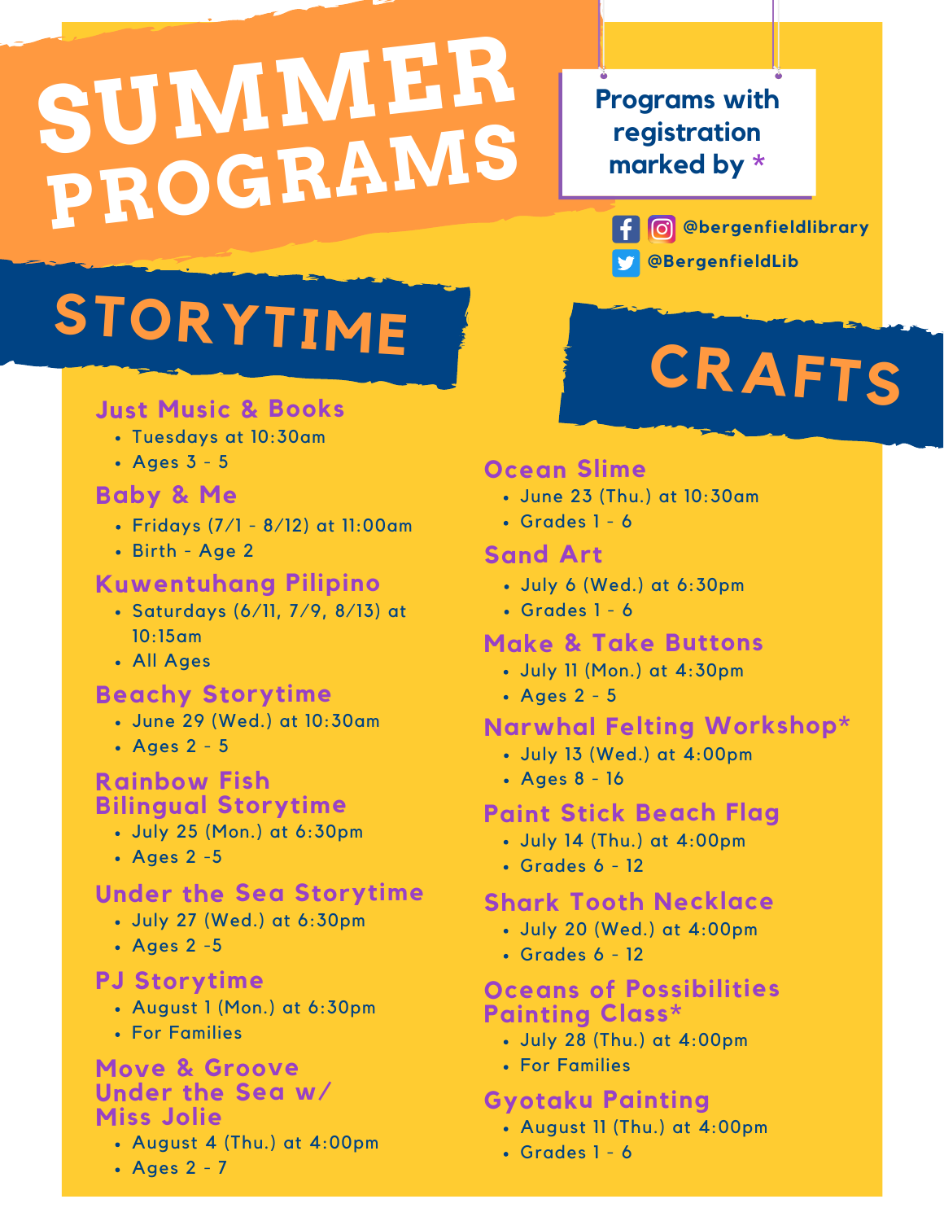# SUMMER PROGRAMS

**Programs with registration marked by \***

@bergenfieldlibrary
@BergenfieldLib

## STORYTIME

### Just Music & Books
- Tuesdays at 10:30am
- Ages 3 - 5

### Baby & Me
- Fridays (7/1 - 8/12) at 11:00am
- Birth - Age 2

### Kuwentuhang Pilipino
- Saturdays (6/11, 7/9, 8/13) at 10:15am
- All Ages

### Beachy Storytime
- June 29 (Wed.) at 10:30am
- Ages 2 - 5

### Rainbow Fish Bilingual Storytime
- July 25 (Mon.) at 6:30pm
- Ages 2 -5

### Under the Sea Storytime
- July 27 (Wed.) at 6:30pm
- Ages 2 -5

### PJ Storytime
- August 1 (Mon.) at 6:30pm
- For Families

### Move & Groove Under the Sea w/ Miss Jolie
- August 4 (Thu.) at 4:00pm
- Ages 2 - 7

## CRAFTS

### Ocean Slime
- June 23 (Thu.) at 10:30am
- Grades 1 - 6

### Sand Art
- July 6 (Wed.) at 6:30pm
- Grades 1 - 6

### Make & Take Buttons
- July 11 (Mon.) at 4:30pm
- Ages 2 - 5

### Narwhal Felting Workshop*
- July 13 (Wed.) at 4:00pm
- Ages 8 - 16

### Paint Stick Beach Flag
- July 14 (Thu.) at 4:00pm
- Grades 6 - 12

### Shark Tooth Necklace
- July 20 (Wed.) at 4:00pm
- Grades 6 - 12

### Oceans of Possibilities Painting Class*
- July 28 (Thu.) at 4:00pm
- For Families

### Gyotaku Painting
- August 11 (Thu.) at 4:00pm
- Grades 1 - 6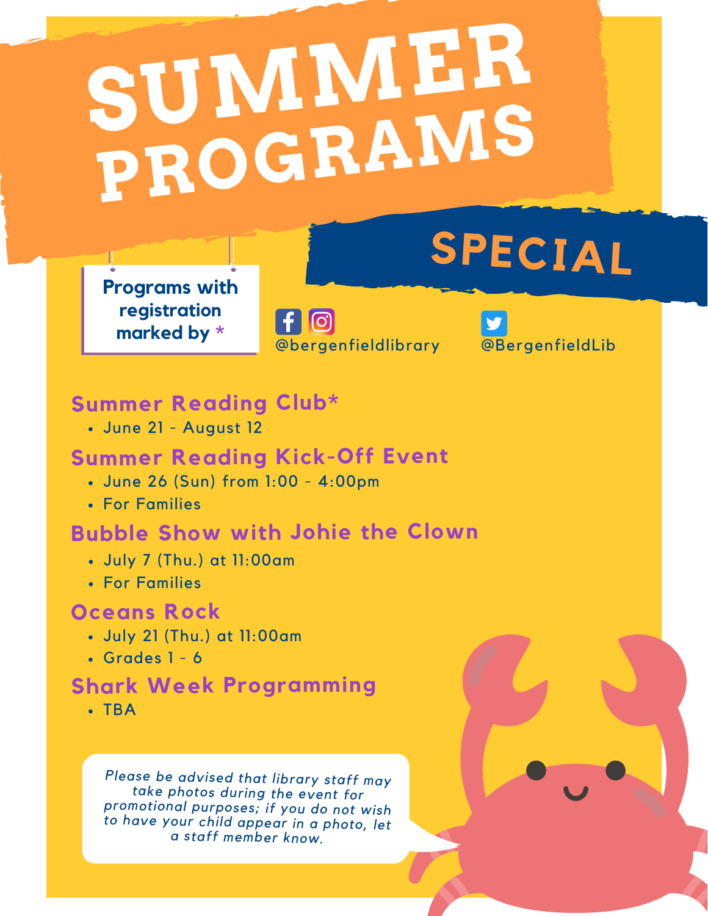# SUMMER PROGRAMS

## SPECIAL

**Programs with registration marked by ***

@bergenfieldlibrary

@BergenfieldLib

### Summer Reading Club*

- June 21 - August 12

### Summer Reading Kick-Off Event

- June 26 (Sun) from 1:00 - 4:00pm
- For Families

### Bubble Show with Johie the Clown

- July 7 (Thu.) at 11:00am
- For Families

### Oceans Rock

- July 21 (Thu.) at 11:00am
- Grades 1 - 6

### Shark Week Programming

- TBA

*Please be advised that library staff may take photos during the event for promotional purposes; if you do not wish to have your child appear in a photo, let a staff member know.*